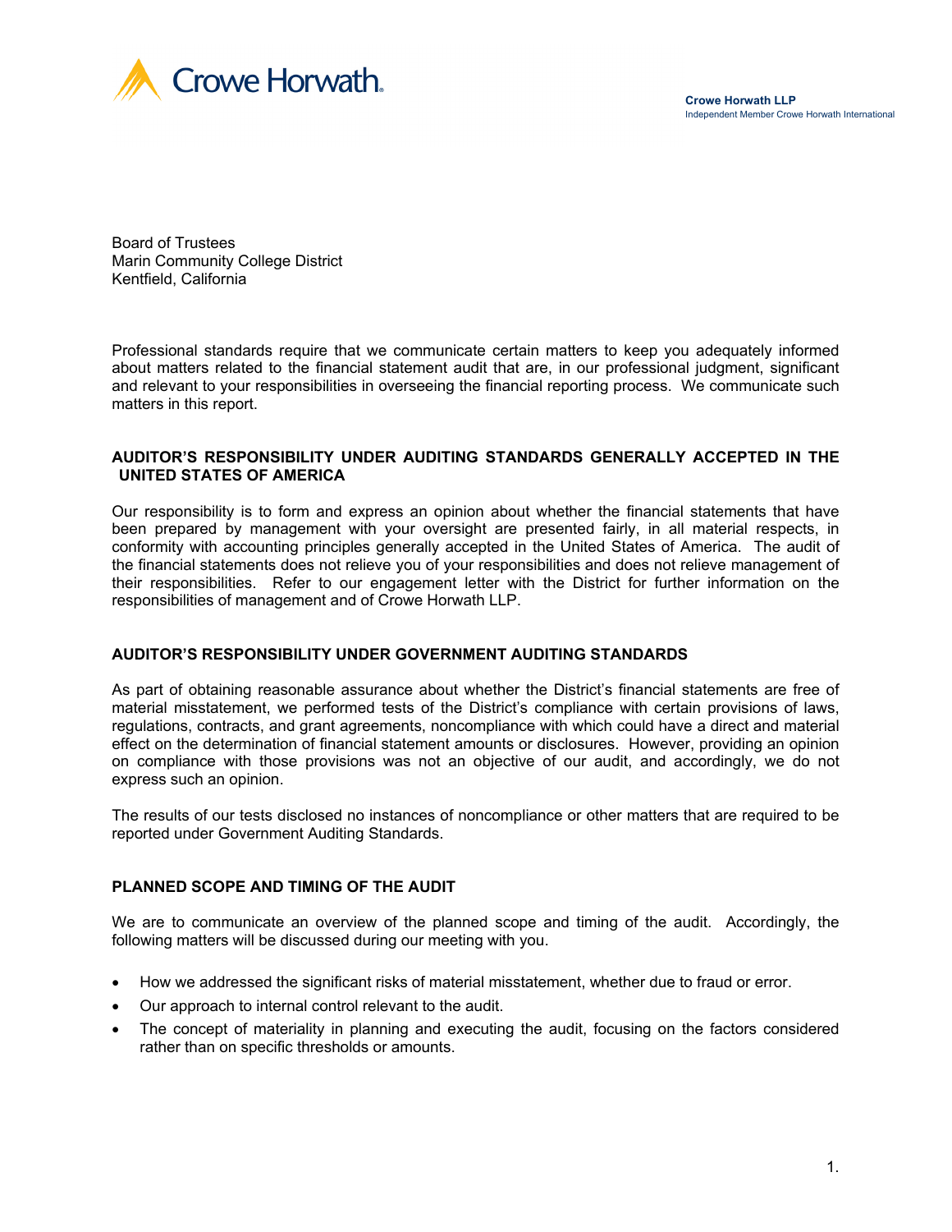Crowe Horwath LLP
Independent Member Crowe Horwath International

Board of Trustees
Marin Community College District
Kentfield, California

Professional standards require that we communicate certain matters to keep you adequately informed about matters related to the financial statement audit that are, in our professional judgment, significant and relevant to your responsibilities in overseeing the financial reporting process. We communicate such matters in this report.

## AUDITOR'S RESPONSIBILITY UNDER AUDITING STANDARDS GENERALLY ACCEPTED IN THE UNITED STATES OF AMERICA

Our responsibility is to form and express an opinion about whether the financial statements that have been prepared by management with your oversight are presented fairly, in all material respects, in conformity with accounting principles generally accepted in the United States of America. The audit of the financial statements does not relieve you of your responsibilities and does not relieve management of their responsibilities. Refer to our engagement letter with the District for further information on the responsibilities of management and of Crowe Horwath LLP.

## AUDITOR'S RESPONSIBILITY UNDER GOVERNMENT AUDITING STANDARDS

As part of obtaining reasonable assurance about whether the District's financial statements are free of material misstatement, we performed tests of the District's compliance with certain provisions of laws, regulations, contracts, and grant agreements, noncompliance with which could have a direct and material effect on the determination of financial statement amounts or disclosures. However, providing an opinion on compliance with those provisions was not an objective of our audit, and accordingly, we do not express such an opinion.

The results of our tests disclosed no instances of noncompliance or other matters that are required to be reported under Government Auditing Standards.

## PLANNED SCOPE AND TIMING OF THE AUDIT

We are to communicate an overview of the planned scope and timing of the audit. Accordingly, the following matters will be discussed during our meeting with you.

- How we addressed the significant risks of material misstatement, whether due to fraud or error.
- Our approach to internal control relevant to the audit.
- The concept of materiality in planning and executing the audit, focusing on the factors considered rather than on specific thresholds or amounts.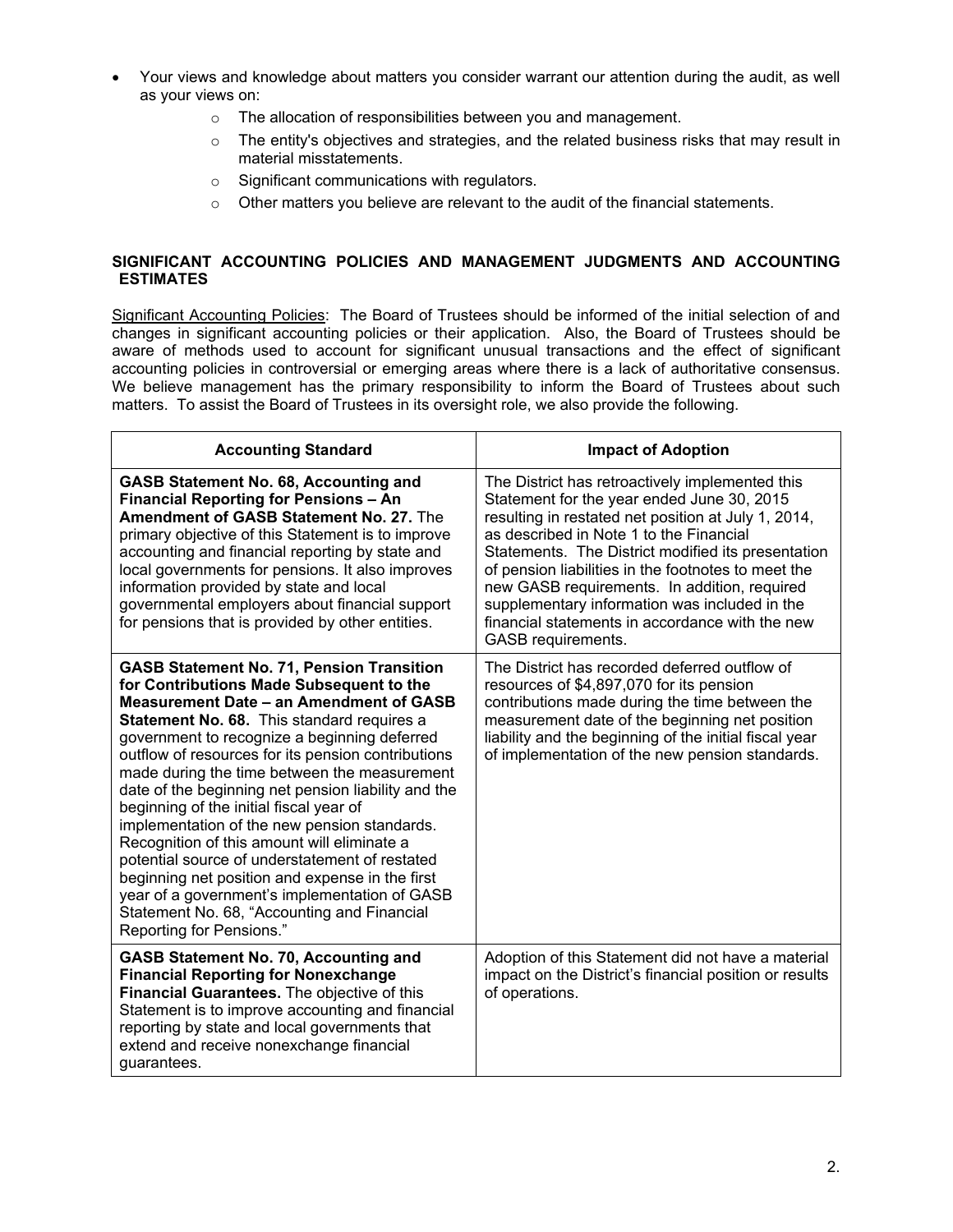- Your views and knowledge about matters you consider warrant our attention during the audit, as well as your views on:
  - The allocation of responsibilities between you and management.
  - The entity's objectives and strategies, and the related business risks that may result in material misstatements.
  - Significant communications with regulators.
  - Other matters you believe are relevant to the audit of the financial statements.

## SIGNIFICANT ACCOUNTING POLICIES AND MANAGEMENT JUDGMENTS AND ACCOUNTING ESTIMATES

Significant Accounting Policies: The Board of Trustees should be informed of the initial selection of and changes in significant accounting policies or their application. Also, the Board of Trustees should be aware of methods used to account for significant unusual transactions and the effect of significant accounting policies in controversial or emerging areas where there is a lack of authoritative consensus. We believe management has the primary responsibility to inform the Board of Trustees about such matters. To assist the Board of Trustees in its oversight role, we also provide the following.

| Accounting Standard | Impact of Adoption |
|---|---|
| **GASB Statement No. 68, Accounting and Financial Reporting for Pensions – An Amendment of GASB Statement No. 27.** The primary objective of this Statement is to improve accounting and financial reporting by state and local governments for pensions. It also improves information provided by state and local governmental employers about financial support for pensions that is provided by other entities. | The District has retroactively implemented this Statement for the year ended June 30, 2015 resulting in restated net position at July 1, 2014, as described in Note 1 to the Financial Statements. The District modified its presentation of pension liabilities in the footnotes to meet the new GASB requirements. In addition, required supplementary information was included in the financial statements in accordance with the new GASB requirements. |
| **GASB Statement No. 71, Pension Transition for Contributions Made Subsequent to the Measurement Date – an Amendment of GASB Statement No. 68.** This standard requires a government to recognize a beginning deferred outflow of resources for its pension contributions made during the time between the measurement date of the beginning net pension liability and the beginning of the initial fiscal year of implementation of the new pension standards. Recognition of this amount will eliminate a potential source of understatement of restated beginning net position and expense in the first year of a government's implementation of GASB Statement No. 68, "Accounting and Financial Reporting for Pensions." | The District has recorded deferred outflow of resources of $4,897,070 for its pension contributions made during the time between the measurement date of the beginning net position liability and the beginning of the initial fiscal year of implementation of the new pension standards. |
| **GASB Statement No. 70, Accounting and Financial Reporting for Nonexchange Financial Guarantees.** The objective of this Statement is to improve accounting and financial reporting by state and local governments that extend and receive nonexchange financial guarantees. | Adoption of this Statement did not have a material impact on the District's financial position or results of operations. |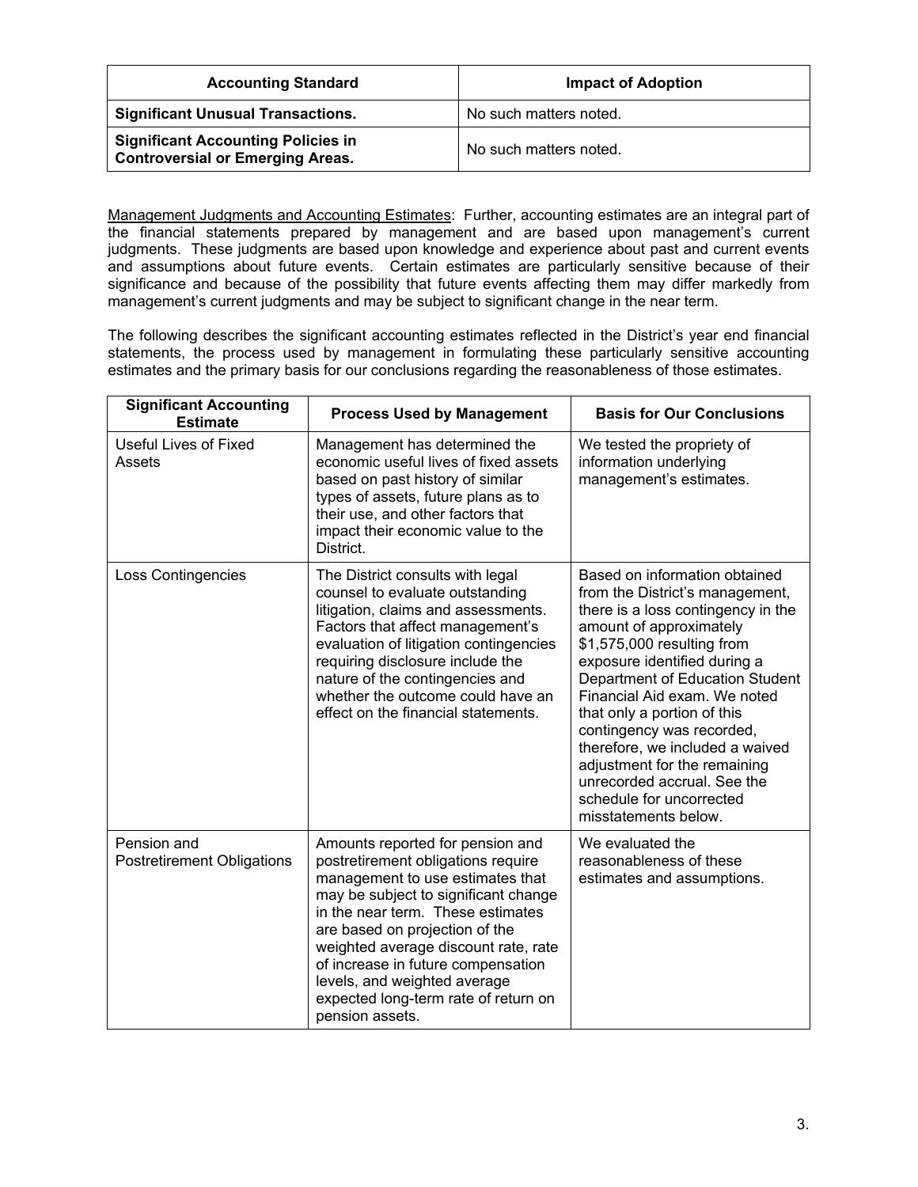| Accounting Standard | Impact of Adoption |
|---|---|
| **Significant Unusual Transactions.** | No such matters noted. |
| **Significant Accounting Policies in Controversial or Emerging Areas.** | No such matters noted. |

Management Judgments and Accounting Estimates: Further, accounting estimates are an integral part of the financial statements prepared by management and are based upon management's current judgments. These judgments are based upon knowledge and experience about past and current events and assumptions about future events. Certain estimates are particularly sensitive because of their significance and because of the possibility that future events affecting them may differ markedly from management's current judgments and may be subject to significant change in the near term.

The following describes the significant accounting estimates reflected in the District's year end financial statements, the process used by management in formulating these particularly sensitive accounting estimates and the primary basis for our conclusions regarding the reasonableness of those estimates.

| Significant Accounting Estimate | Process Used by Management | Basis for Our Conclusions |
|---|---|---|
| Useful Lives of Fixed Assets | Management has determined the economic useful lives of fixed assets based on past history of similar types of assets, future plans as to their use, and other factors that impact their economic value to the District. | We tested the propriety of information underlying management's estimates. |
| Loss Contingencies | The District consults with legal counsel to evaluate outstanding litigation, claims and assessments. Factors that affect management's evaluation of litigation contingencies requiring disclosure include the nature of the contingencies and whether the outcome could have an effect on the financial statements. | Based on information obtained from the District's management, there is a loss contingency in the amount of approximately $1,575,000 resulting from exposure identified during a Department of Education Student Financial Aid exam. We noted that only a portion of this contingency was recorded, therefore, we included a waived adjustment for the remaining unrecorded accrual. See the schedule for uncorrected misstatements below. |
| Pension and Postretirement Obligations | Amounts reported for pension and postretirement obligations require management to use estimates that may be subject to significant change in the near term. These estimates are based on projection of the weighted average discount rate, rate of increase in future compensation levels, and weighted average expected long-term rate of return on pension assets. | We evaluated the reasonableness of these estimates and assumptions. |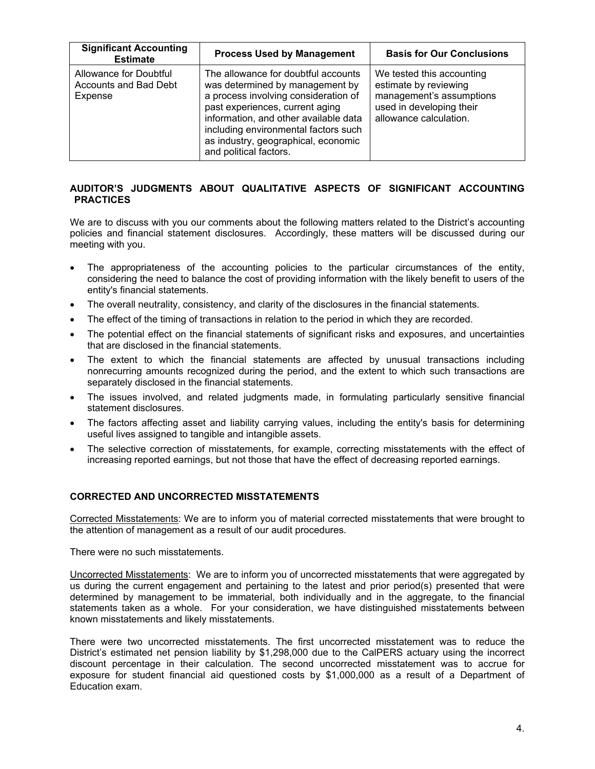| Significant Accounting Estimate | Process Used by Management | Basis for Our Conclusions |
|---|---|---|
| Allowance for Doubtful Accounts and Bad Debt Expense | The allowance for doubtful accounts was determined by management by a process involving consideration of past experiences, current aging information, and other available data including environmental factors such as industry, geographical, economic and political factors. | We tested this accounting estimate by reviewing management's assumptions used in developing their allowance calculation. |

## AUDITOR'S JUDGMENTS ABOUT QUALITATIVE ASPECTS OF SIGNIFICANT ACCOUNTING PRACTICES

We are to discuss with you our comments about the following matters related to the District's accounting policies and financial statement disclosures. Accordingly, these matters will be discussed during our meeting with you.

- The appropriateness of the accounting policies to the particular circumstances of the entity, considering the need to balance the cost of providing information with the likely benefit to users of the entity's financial statements.
- The overall neutrality, consistency, and clarity of the disclosures in the financial statements.
- The effect of the timing of transactions in relation to the period in which they are recorded.
- The potential effect on the financial statements of significant risks and exposures, and uncertainties that are disclosed in the financial statements.
- The extent to which the financial statements are affected by unusual transactions including nonrecurring amounts recognized during the period, and the extent to which such transactions are separately disclosed in the financial statements.
- The issues involved, and related judgments made, in formulating particularly sensitive financial statement disclosures.
- The factors affecting asset and liability carrying values, including the entity's basis for determining useful lives assigned to tangible and intangible assets.
- The selective correction of misstatements, for example, correcting misstatements with the effect of increasing reported earnings, but not those that have the effect of decreasing reported earnings.

## CORRECTED AND UNCORRECTED MISSTATEMENTS

Corrected Misstatements: We are to inform you of material corrected misstatements that were brought to the attention of management as a result of our audit procedures.

There were no such misstatements.

Uncorrected Misstatements: We are to inform you of uncorrected misstatements that were aggregated by us during the current engagement and pertaining to the latest and prior period(s) presented that were determined by management to be immaterial, both individually and in the aggregate, to the financial statements taken as a whole. For your consideration, we have distinguished misstatements between known misstatements and likely misstatements.

There were two uncorrected misstatements. The first uncorrected misstatement was to reduce the District's estimated net pension liability by $1,298,000 due to the CalPERS actuary using the incorrect discount percentage in their calculation. The second uncorrected misstatement was to accrue for exposure for student financial aid questioned costs by $1,000,000 as a result of a Department of Education exam.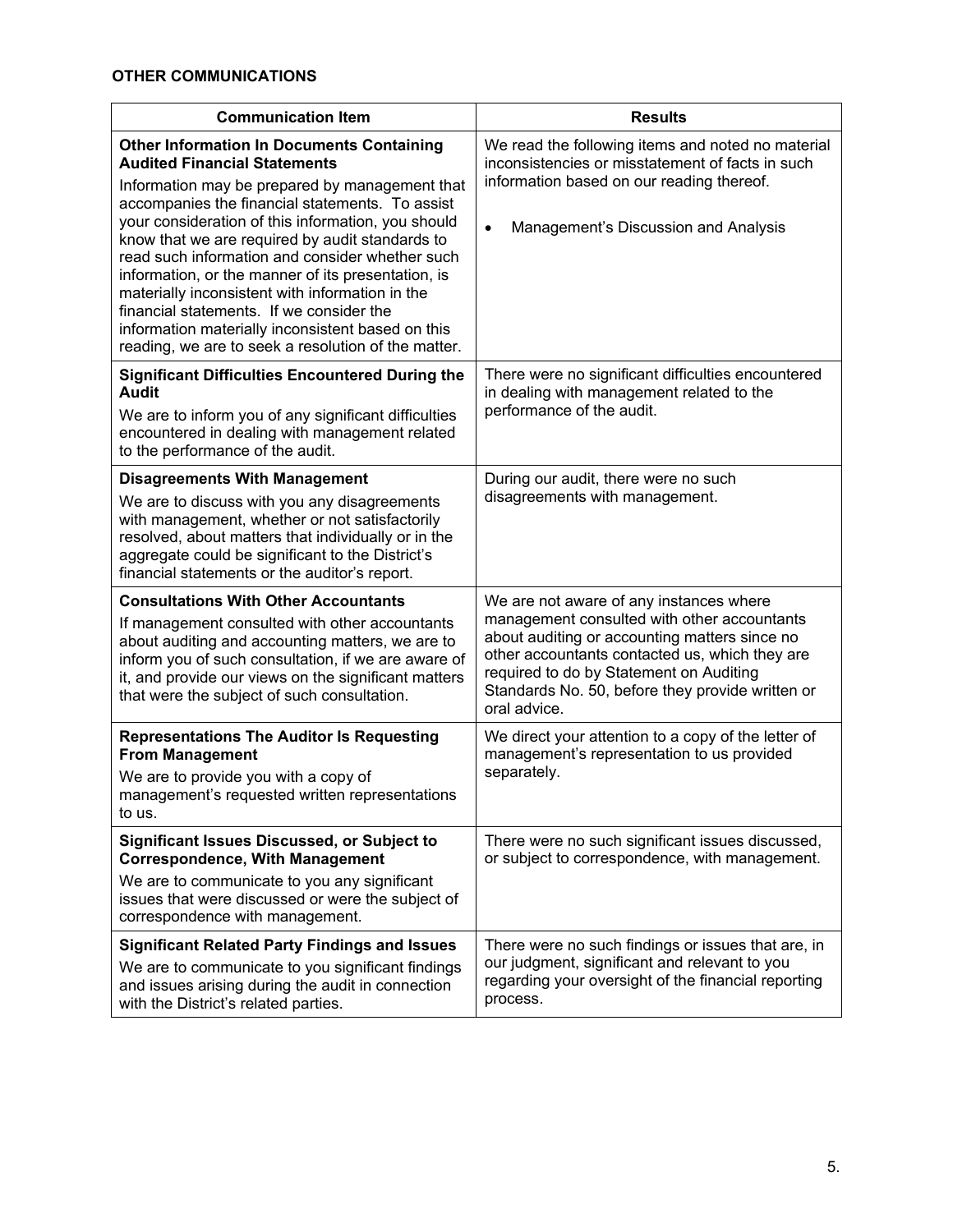**OTHER COMMUNICATIONS**

| Communication Item | Results |
|---|---|
| **Other Information In Documents Containing Audited Financial Statements**<br>Information may be prepared by management that accompanies the financial statements. To assist your consideration of this information, you should know that we are required by audit standards to read such information and consider whether such information, or the manner of its presentation, is materially inconsistent with information in the financial statements. If we consider the information materially inconsistent based on this reading, we are to seek a resolution of the matter. | We read the following items and noted no material inconsistencies or misstatement of facts in such information based on our reading thereof.<br>• Management's Discussion and Analysis |
| **Significant Difficulties Encountered During the Audit**<br>We are to inform you of any significant difficulties encountered in dealing with management related to the performance of the audit. | There were no significant difficulties encountered in dealing with management related to the performance of the audit. |
| **Disagreements With Management**<br>We are to discuss with you any disagreements with management, whether or not satisfactorily resolved, about matters that individually or in the aggregate could be significant to the District's financial statements or the auditor's report. | During our audit, there were no such disagreements with management. |
| **Consultations With Other Accountants**<br>If management consulted with other accountants about auditing and accounting matters, we are to inform you of such consultation, if we are aware of it, and provide our views on the significant matters that were the subject of such consultation. | We are not aware of any instances where management consulted with other accountants about auditing or accounting matters since no other accountants contacted us, which they are required to do by Statement on Auditing Standards No. 50, before they provide written or oral advice. |
| **Representations The Auditor Is Requesting From Management**<br>We are to provide you with a copy of management's requested written representations to us. | We direct your attention to a copy of the letter of management's representation to us provided separately. |
| **Significant Issues Discussed, or Subject to Correspondence, With Management**<br>We are to communicate to you any significant issues that were discussed or were the subject of correspondence with management. | There were no such significant issues discussed, or subject to correspondence, with management. |
| **Significant Related Party Findings and Issues**<br>We are to communicate to you significant findings and issues arising during the audit in connection with the District's related parties. | There were no such findings or issues that are, in our judgment, significant and relevant to you regarding your oversight of the financial reporting process. |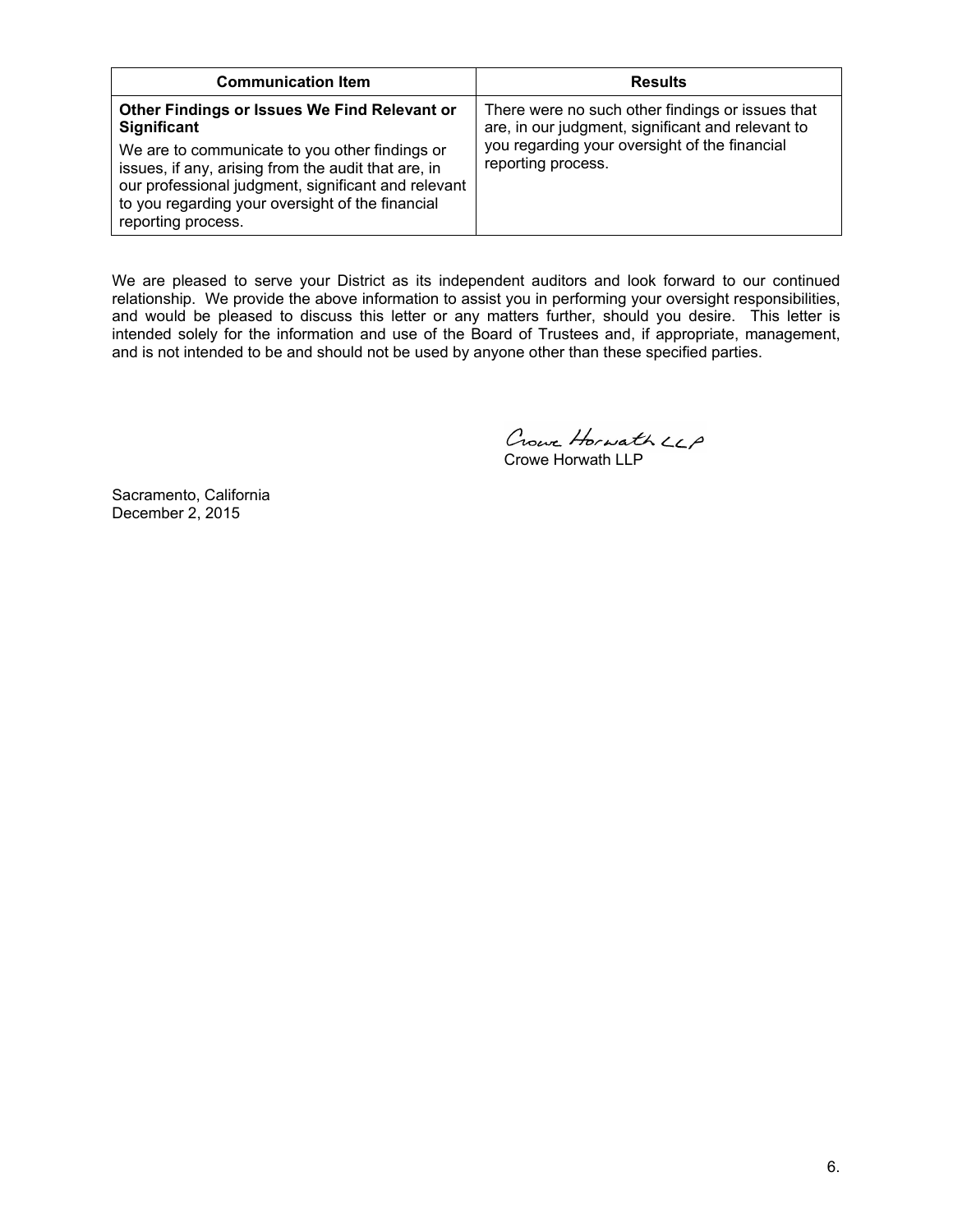| Communication Item | Results |
| --- | --- |
| **Other Findings or Issues We Find Relevant or Significant**<br><br>We are to communicate to you other findings or issues, if any, arising from the audit that are, in our professional judgment, significant and relevant to you regarding your oversight of the financial reporting process. | There were no such other findings or issues that are, in our judgment, significant and relevant to you regarding your oversight of the financial reporting process. |

We are pleased to serve your District as its independent auditors and look forward to our continued relationship. We provide the above information to assist you in performing your oversight responsibilities, and would be pleased to discuss this letter or any matters further, should you desire. This letter is intended solely for the information and use of the Board of Trustees and, if appropriate, management, and is not intended to be and should not be used by anyone other than these specified parties.

Crowe Horwath LLP

Crowe Horwath LLP

Sacramento, California
December 2, 2015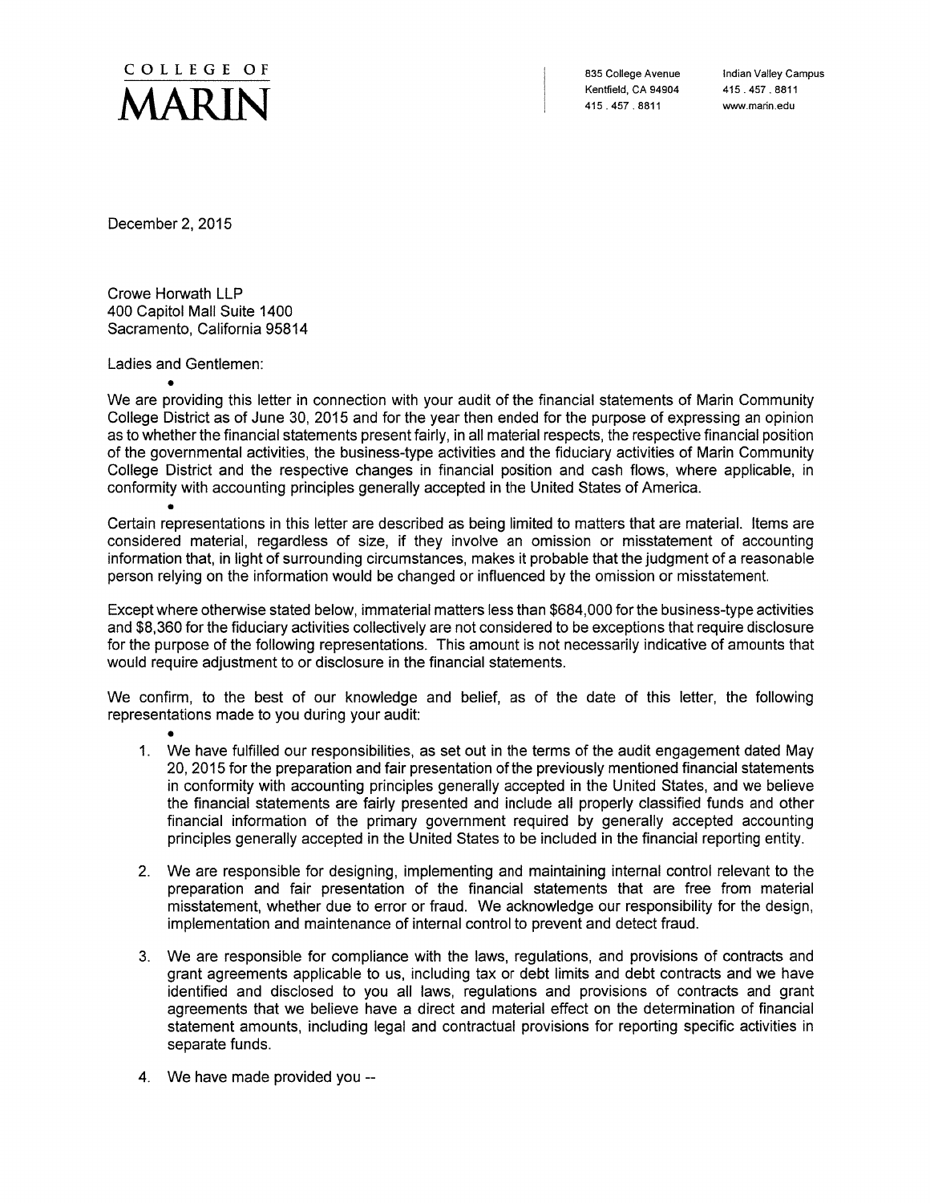# COLLEGE OF MARIN

835 College Avenue
Kentfield, CA 94904
415 . 457 . 8811

Indian Valley Campus
415 . 457 . 8811
www.marin.edu

December 2, 2015

Crowe Horwath LLP
400 Capitol Mall Suite 1400
Sacramento, California 95814

Ladies and Gentlemen:

We are providing this letter in connection with your audit of the financial statements of Marin Community College District as of June 30, 2015 and for the year then ended for the purpose of expressing an opinion as to whether the financial statements present fairly, in all material respects, the respective financial position of the governmental activities, the business-type activities and the fiduciary activities of Marin Community College District and the respective changes in financial position and cash flows, where applicable, in conformity with accounting principles generally accepted in the United States of America.

Certain representations in this letter are described as being limited to matters that are material. Items are considered material, regardless of size, if they involve an omission or misstatement of accounting information that, in light of surrounding circumstances, makes it probable that the judgment of a reasonable person relying on the information would be changed or influenced by the omission or misstatement.

Except where otherwise stated below, immaterial matters less than $684,000 for the business-type activities and $8,360 for the fiduciary activities collectively are not considered to be exceptions that require disclosure for the purpose of the following representations. This amount is not necessarily indicative of amounts that would require adjustment to or disclosure in the financial statements.

We confirm, to the best of our knowledge and belief, as of the date of this letter, the following representations made to you during your audit:

1. We have fulfilled our responsibilities, as set out in the terms of the audit engagement dated May 20, 2015 for the preparation and fair presentation of the previously mentioned financial statements in conformity with accounting principles generally accepted in the United States, and we believe the financial statements are fairly presented and include all properly classified funds and other financial information of the primary government required by generally accepted accounting principles generally accepted in the United States to be included in the financial reporting entity.

2. We are responsible for designing, implementing and maintaining internal control relevant to the preparation and fair presentation of the financial statements that are free from material misstatement, whether due to error or fraud. We acknowledge our responsibility for the design, implementation and maintenance of internal control to prevent and detect fraud.

3. We are responsible for compliance with the laws, regulations, and provisions of contracts and grant agreements applicable to us, including tax or debt limits and debt contracts and we have identified and disclosed to you all laws, regulations and provisions of contracts and grant agreements that we believe have a direct and material effect on the determination of financial statement amounts, including legal and contractual provisions for reporting specific activities in separate funds.

4. We have made provided you --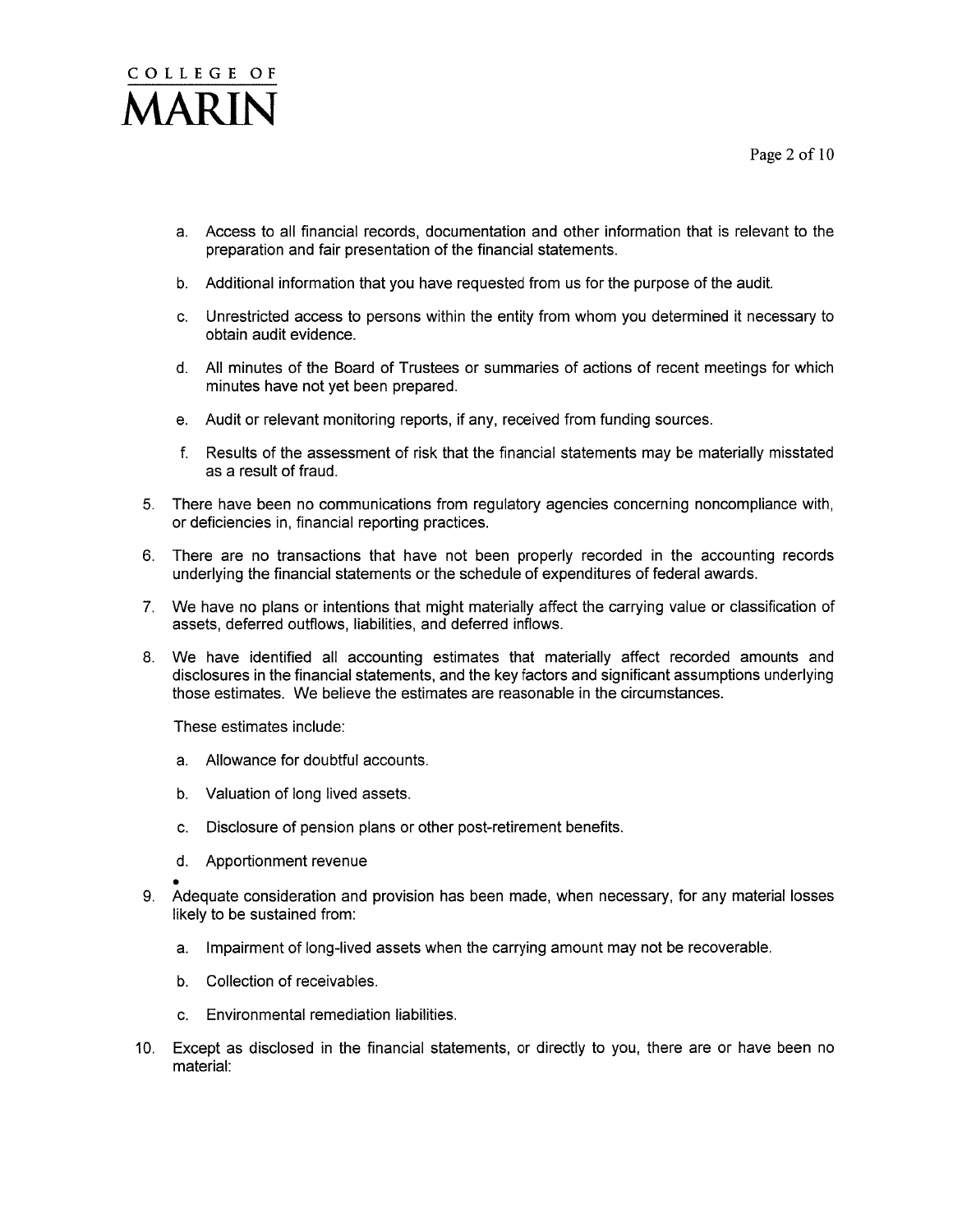a. Access to all financial records, documentation and other information that is relevant to the preparation and fair presentation of the financial statements.

b. Additional information that you have requested from us for the purpose of the audit.

c. Unrestricted access to persons within the entity from whom you determined it necessary to obtain audit evidence.

d. All minutes of the Board of Trustees or summaries of actions of recent meetings for which minutes have not yet been prepared.

e. Audit or relevant monitoring reports, if any, received from funding sources.

f. Results of the assessment of risk that the financial statements may be materially misstated as a result of fraud.

5. There have been no communications from regulatory agencies concerning noncompliance with, or deficiencies in, financial reporting practices.

6. There are no transactions that have not been properly recorded in the accounting records underlying the financial statements or the schedule of expenditures of federal awards.

7. We have no plans or intentions that might materially affect the carrying value or classification of assets, deferred outflows, liabilities, and deferred inflows.

8. We have identified all accounting estimates that materially affect recorded amounts and disclosures in the financial statements, and the key factors and significant assumptions underlying those estimates. We believe the estimates are reasonable in the circumstances.

   These estimates include:

   a. Allowance for doubtful accounts.

   b. Valuation of long lived assets.

   c. Disclosure of pension plans or other post-retirement benefits.

   d. Apportionment revenue

9. Adequate consideration and provision has been made, when necessary, for any material losses likely to be sustained from:

   a. Impairment of long-lived assets when the carrying amount may not be recoverable.

   b. Collection of receivables.

   c. Environmental remediation liabilities.

10. Except as disclosed in the financial statements, or directly to you, there are or have been no material: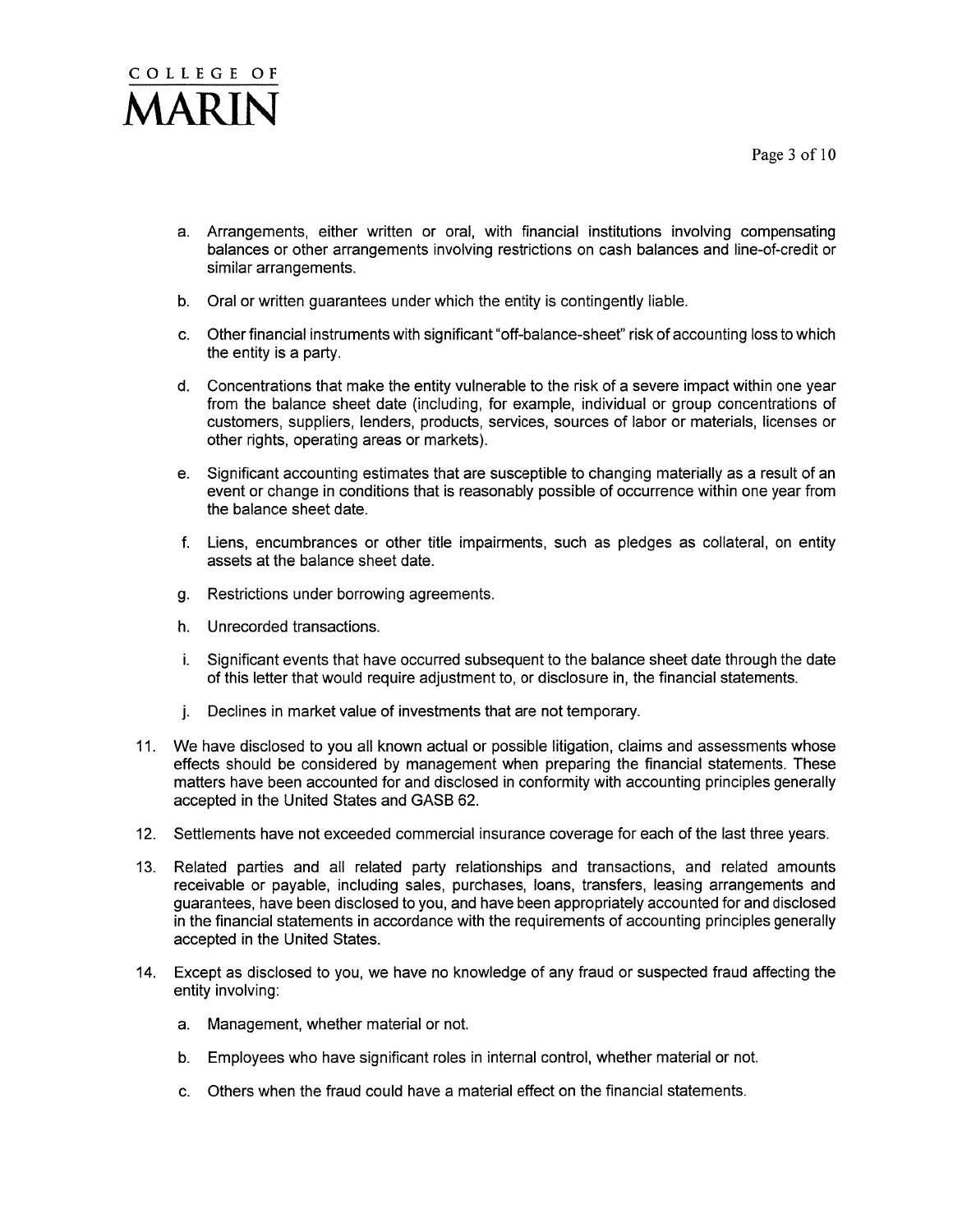a. Arrangements, either written or oral, with financial institutions involving compensating balances or other arrangements involving restrictions on cash balances and line-of-credit or similar arrangements.

b. Oral or written guarantees under which the entity is contingently liable.

c. Other financial instruments with significant "off-balance-sheet" risk of accounting loss to which the entity is a party.

d. Concentrations that make the entity vulnerable to the risk of a severe impact within one year from the balance sheet date (including, for example, individual or group concentrations of customers, suppliers, lenders, products, services, sources of labor or materials, licenses or other rights, operating areas or markets).

e. Significant accounting estimates that are susceptible to changing materially as a result of an event or change in conditions that is reasonably possible of occurrence within one year from the balance sheet date.

f. Liens, encumbrances or other title impairments, such as pledges as collateral, on entity assets at the balance sheet date.

g. Restrictions under borrowing agreements.

h. Unrecorded transactions.

i. Significant events that have occurred subsequent to the balance sheet date through the date of this letter that would require adjustment to, or disclosure in, the financial statements.

j. Declines in market value of investments that are not temporary.

11. We have disclosed to you all known actual or possible litigation, claims and assessments whose effects should be considered by management when preparing the financial statements. These matters have been accounted for and disclosed in conformity with accounting principles generally accepted in the United States and GASB 62.

12. Settlements have not exceeded commercial insurance coverage for each of the last three years.

13. Related parties and all related party relationships and transactions, and related amounts receivable or payable, including sales, purchases, loans, transfers, leasing arrangements and guarantees, have been disclosed to you, and have been appropriately accounted for and disclosed in the financial statements in accordance with the requirements of accounting principles generally accepted in the United States.

14. Except as disclosed to you, we have no knowledge of any fraud or suspected fraud affecting the entity involving:

    a. Management, whether material or not.

    b. Employees who have significant roles in internal control, whether material or not.

    c. Others when the fraud could have a material effect on the financial statements.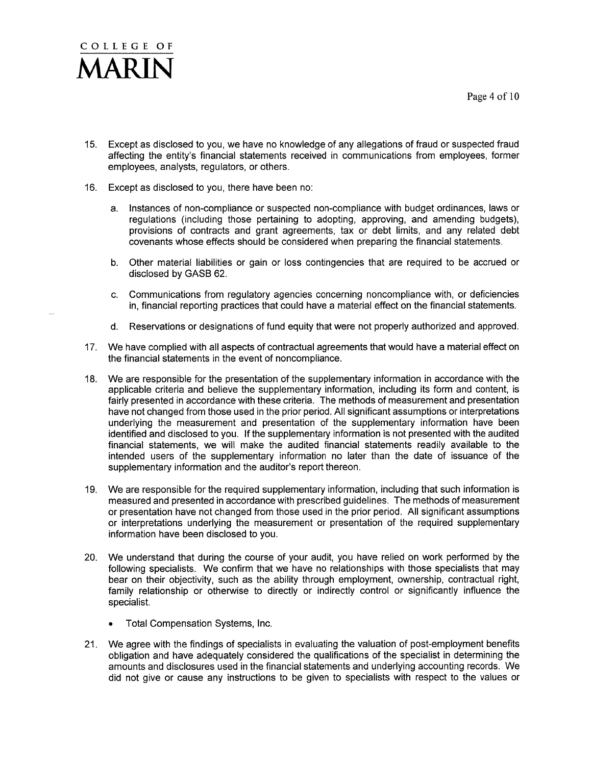15. Except as disclosed to you, we have no knowledge of any allegations of fraud or suspected fraud affecting the entity's financial statements received in communications from employees, former employees, analysts, regulators, or others.

16. Except as disclosed to you, there have been no:

    a. Instances of non-compliance or suspected non-compliance with budget ordinances, laws or regulations (including those pertaining to adopting, approving, and amending budgets), provisions of contracts and grant agreements, tax or debt limits, and any related debt covenants whose effects should be considered when preparing the financial statements.

    b. Other material liabilities or gain or loss contingencies that are required to be accrued or disclosed by GASB 62.

    c. Communications from regulatory agencies concerning noncompliance with, or deficiencies in, financial reporting practices that could have a material effect on the financial statements.

    d. Reservations or designations of fund equity that were not properly authorized and approved.

17. We have complied with all aspects of contractual agreements that would have a material effect on the financial statements in the event of noncompliance.

18. We are responsible for the presentation of the supplementary information in accordance with the applicable criteria and believe the supplementary information, including its form and content, is fairly presented in accordance with these criteria. The methods of measurement and presentation have not changed from those used in the prior period. All significant assumptions or interpretations underlying the measurement and presentation of the supplementary information have been identified and disclosed to you. If the supplementary information is not presented with the audited financial statements, we will make the audited financial statements readily available to the intended users of the supplementary information no later than the date of issuance of the supplementary information and the auditor's report thereon.

19. We are responsible for the required supplementary information, including that such information is measured and presented in accordance with prescribed guidelines. The methods of measurement or presentation have not changed from those used in the prior period. All significant assumptions or interpretations underlying the measurement or presentation of the required supplementary information have been disclosed to you.

20. We understand that during the course of your audit, you have relied on work performed by the following specialists. We confirm that we have no relationships with those specialists that may bear on their objectivity, such as the ability through employment, ownership, contractual right, family relationship or otherwise to directly or indirectly control or significantly influence the specialist.

    - Total Compensation Systems, Inc.

21. We agree with the findings of specialists in evaluating the valuation of post-employment benefits obligation and have adequately considered the qualifications of the specialist in determining the amounts and disclosures used in the financial statements and underlying accounting records. We did not give or cause any instructions to be given to specialists with respect to the values or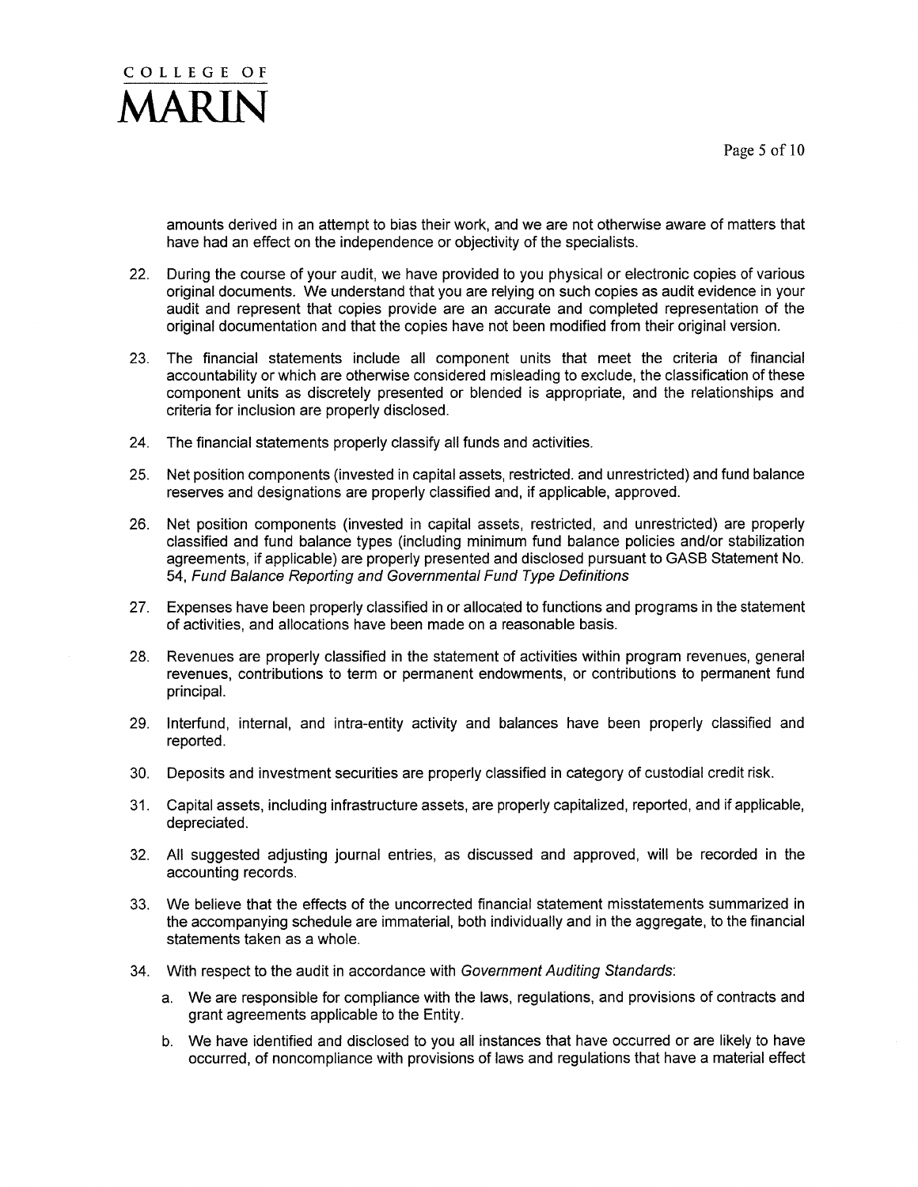amounts derived in an attempt to bias their work, and we are not otherwise aware of matters that have had an effect on the independence or objectivity of the specialists.

22. During the course of your audit, we have provided to you physical or electronic copies of various original documents. We understand that you are relying on such copies as audit evidence in your audit and represent that copies provide are an accurate and completed representation of the original documentation and that the copies have not been modified from their original version.

23. The financial statements include all component units that meet the criteria of financial accountability or which are otherwise considered misleading to exclude, the classification of these component units as discretely presented or blended is appropriate, and the relationships and criteria for inclusion are properly disclosed.

24. The financial statements properly classify all funds and activities.

25. Net position components (invested in capital assets, restricted. and unrestricted) and fund balance reserves and designations are properly classified and, if applicable, approved.

26. Net position components (invested in capital assets, restricted, and unrestricted) are properly classified and fund balance types (including minimum fund balance policies and/or stabilization agreements, if applicable) are properly presented and disclosed pursuant to GASB Statement No. 54, *Fund Balance Reporting and Governmental Fund Type Definitions*

27. Expenses have been properly classified in or allocated to functions and programs in the statement of activities, and allocations have been made on a reasonable basis.

28. Revenues are properly classified in the statement of activities within program revenues, general revenues, contributions to term or permanent endowments, or contributions to permanent fund principal.

29. Interfund, internal, and intra-entity activity and balances have been properly classified and reported.

30. Deposits and investment securities are properly classified in category of custodial credit risk.

31. Capital assets, including infrastructure assets, are properly capitalized, reported, and if applicable, depreciated.

32. All suggested adjusting journal entries, as discussed and approved, will be recorded in the accounting records.

33. We believe that the effects of the uncorrected financial statement misstatements summarized in the accompanying schedule are immaterial, both individually and in the aggregate, to the financial statements taken as a whole.

34. With respect to the audit in accordance with *Government Auditing Standards*:

    a. We are responsible for compliance with the laws, regulations, and provisions of contracts and grant agreements applicable to the Entity.

    b. We have identified and disclosed to you all instances that have occurred or are likely to have occurred, of noncompliance with provisions of laws and regulations that have a material effect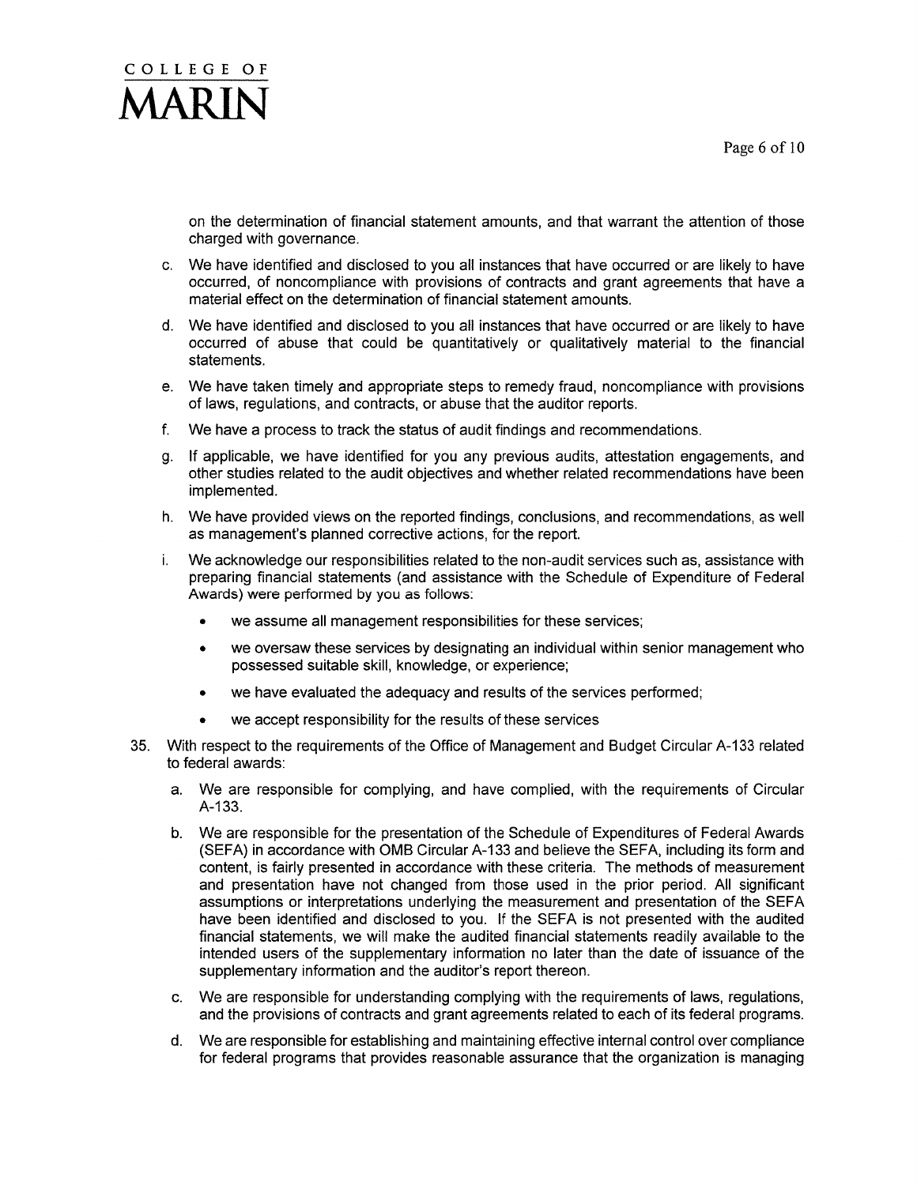on the determination of financial statement amounts, and that warrant the attention of those charged with governance.

c. We have identified and disclosed to you all instances that have occurred or are likely to have occurred, of noncompliance with provisions of contracts and grant agreements that have a material effect on the determination of financial statement amounts.

d. We have identified and disclosed to you all instances that have occurred or are likely to have occurred of abuse that could be quantitatively or qualitatively material to the financial statements.

e. We have taken timely and appropriate steps to remedy fraud, noncompliance with provisions of laws, regulations, and contracts, or abuse that the auditor reports.

f. We have a process to track the status of audit findings and recommendations.

g. If applicable, we have identified for you any previous audits, attestation engagements, and other studies related to the audit objectives and whether related recommendations have been implemented.

h. We have provided views on the reported findings, conclusions, and recommendations, as well as management's planned corrective actions, for the report.

i. We acknowledge our responsibilities related to the non-audit services such as, assistance with preparing financial statements (and assistance with the Schedule of Expenditure of Federal Awards) were performed by you as follows:

   - we assume all management responsibilities for these services;
   - we oversaw these services by designating an individual within senior management who possessed suitable skill, knowledge, or experience;
   - we have evaluated the adequacy and results of the services performed;
   - we accept responsibility for the results of these services

35. With respect to the requirements of the Office of Management and Budget Circular A-133 related to federal awards:

   a. We are responsible for complying, and have complied, with the requirements of Circular A-133.

   b. We are responsible for the presentation of the Schedule of Expenditures of Federal Awards (SEFA) in accordance with OMB Circular A-133 and believe the SEFA, including its form and content, is fairly presented in accordance with these criteria. The methods of measurement and presentation have not changed from those used in the prior period. All significant assumptions or interpretations underlying the measurement and presentation of the SEFA have been identified and disclosed to you. If the SEFA is not presented with the audited financial statements, we will make the audited financial statements readily available to the intended users of the supplementary information no later than the date of issuance of the supplementary information and the auditor's report thereon.

   c. We are responsible for understanding complying with the requirements of laws, regulations, and the provisions of contracts and grant agreements related to each of its federal programs.

   d. We are responsible for establishing and maintaining effective internal control over compliance for federal programs that provides reasonable assurance that the organization is managing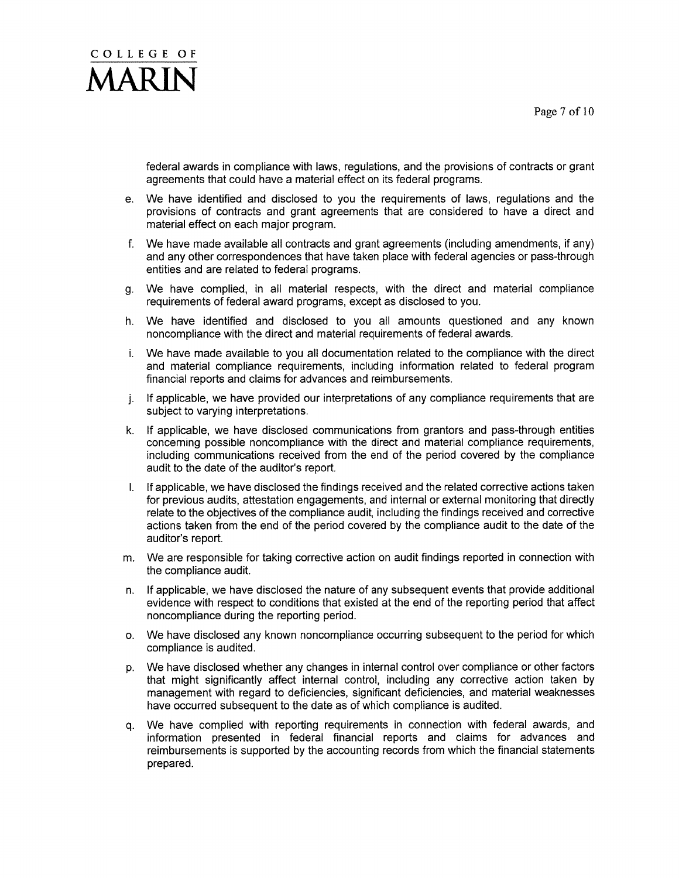federal awards in compliance with laws, regulations, and the provisions of contracts or grant agreements that could have a material effect on its federal programs.

e. We have identified and disclosed to you the requirements of laws, regulations and the provisions of contracts and grant agreements that are considered to have a direct and material effect on each major program.

f. We have made available all contracts and grant agreements (including amendments, if any) and any other correspondences that have taken place with federal agencies or pass-through entities and are related to federal programs.

g. We have complied, in all material respects, with the direct and material compliance requirements of federal award programs, except as disclosed to you.

h. We have identified and disclosed to you all amounts questioned and any known noncompliance with the direct and material requirements of federal awards.

i. We have made available to you all documentation related to the compliance with the direct and material compliance requirements, including information related to federal program financial reports and claims for advances and reimbursements.

j. If applicable, we have provided our interpretations of any compliance requirements that are subject to varying interpretations.

k. If applicable, we have disclosed communications from grantors and pass-through entities concerning possible noncompliance with the direct and material compliance requirements, including communications received from the end of the period covered by the compliance audit to the date of the auditor's report.

l. If applicable, we have disclosed the findings received and the related corrective actions taken for previous audits, attestation engagements, and internal or external monitoring that directly relate to the objectives of the compliance audit, including the findings received and corrective actions taken from the end of the period covered by the compliance audit to the date of the auditor's report.

m. We are responsible for taking corrective action on audit findings reported in connection with the compliance audit.

n. If applicable, we have disclosed the nature of any subsequent events that provide additional evidence with respect to conditions that existed at the end of the reporting period that affect noncompliance during the reporting period.

o. We have disclosed any known noncompliance occurring subsequent to the period for which compliance is audited.

p. We have disclosed whether any changes in internal control over compliance or other factors that might significantly affect internal control, including any corrective action taken by management with regard to deficiencies, significant deficiencies, and material weaknesses have occurred subsequent to the date as of which compliance is audited.

q. We have complied with reporting requirements in connection with federal awards, and information presented in federal financial reports and claims for advances and reimbursements is supported by the accounting records from which the financial statements prepared.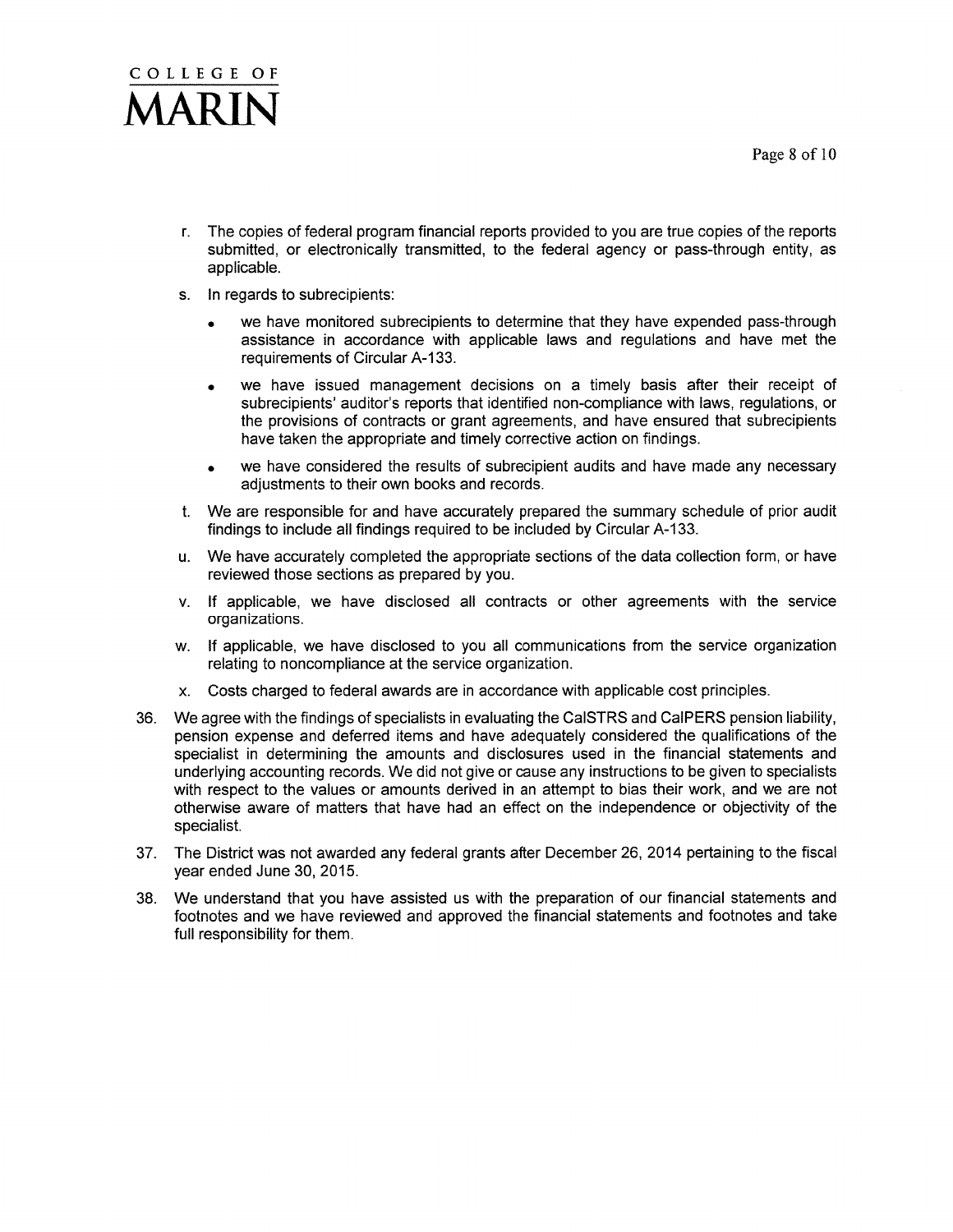r. The copies of federal program financial reports provided to you are true copies of the reports submitted, or electronically transmitted, to the federal agency or pass-through entity, as applicable.

s. In regards to subrecipients:

   - we have monitored subrecipients to determine that they have expended pass-through assistance in accordance with applicable laws and regulations and have met the requirements of Circular A-133.
   - we have issued management decisions on a timely basis after their receipt of subrecipients' auditor's reports that identified non-compliance with laws, regulations, or the provisions of contracts or grant agreements, and have ensured that subrecipients have taken the appropriate and timely corrective action on findings.
   - we have considered the results of subrecipient audits and have made any necessary adjustments to their own books and records.

t. We are responsible for and have accurately prepared the summary schedule of prior audit findings to include all findings required to be included by Circular A-133.

u. We have accurately completed the appropriate sections of the data collection form, or have reviewed those sections as prepared by you.

v. If applicable, we have disclosed all contracts or other agreements with the service organizations.

w. If applicable, we have disclosed to you all communications from the service organization relating to noncompliance at the service organization.

x. Costs charged to federal awards are in accordance with applicable cost principles.

36. We agree with the findings of specialists in evaluating the CalSTRS and CalPERS pension liability, pension expense and deferred items and have adequately considered the qualifications of the specialist in determining the amounts and disclosures used in the financial statements and underlying accounting records. We did not give or cause any instructions to be given to specialists with respect to the values or amounts derived in an attempt to bias their work, and we are not otherwise aware of matters that have had an effect on the independence or objectivity of the specialist.

37. The District was not awarded any federal grants after December 26, 2014 pertaining to the fiscal year ended June 30, 2015.

38. We understand that you have assisted us with the preparation of our financial statements and footnotes and we have reviewed and approved the financial statements and footnotes and take full responsibility for them.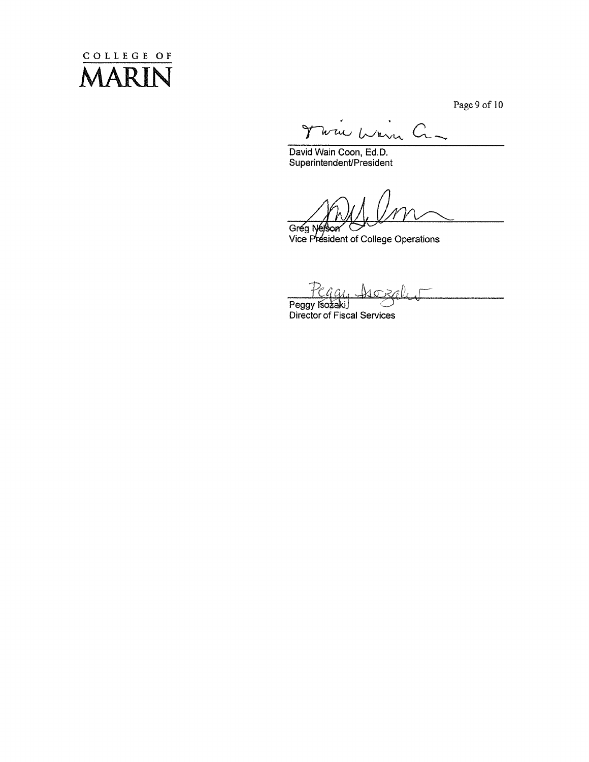COLLEGE OF
MARIN

David Wain Coon, Ed.D.
Superintendent/President

Greg Nelson
Vice President of College Operations

Peggy Isozaki
Director of Fiscal Services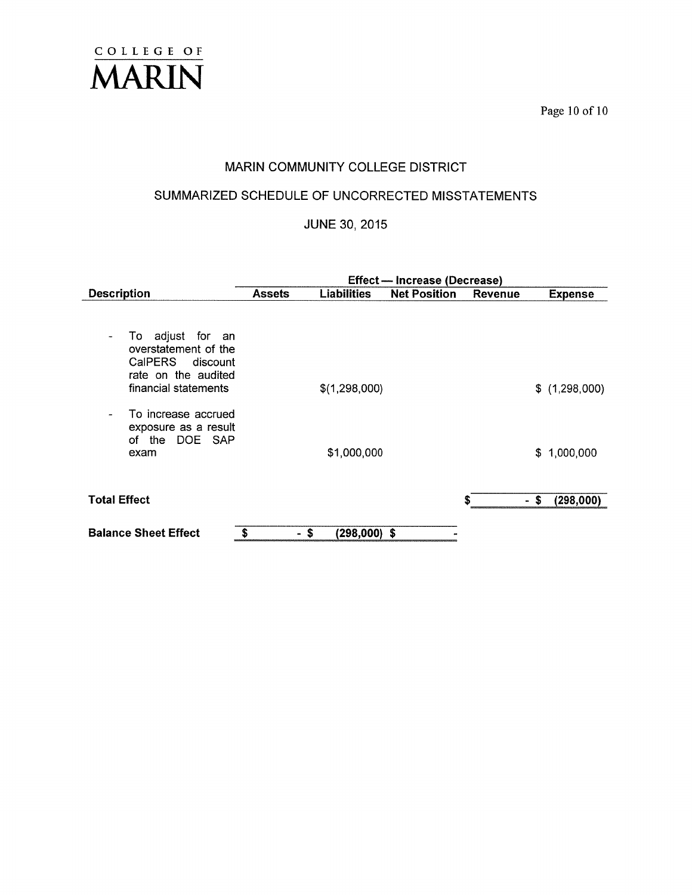# MARIN COMMUNITY COLLEGE DISTRICT

## SUMMARIZED SCHEDULE OF UNCORRECTED MISSTATEMENTS

### JUNE 30, 2015

| | Effect — Increase (Decrease) | | | | |
|---|---|---|---|---|---|
| **Description** | **Assets** | **Liabilities** | **Net Position** | **Revenue** | **Expense** |
| - To adjust for an overstatement of the CalPERS discount rate on the audited financial statements | | $(1,298,000) | | | $ (1,298,000) |
| - To increase accrued exposure as a result of the DOE SAP exam | | $1,000,000 | | | $ 1,000,000 |
| **Total Effect** | | | | **$ -** | **$ (298,000)** |
| **Balance Sheet Effect** | **$ -** | **$ (298,000)** | **$ -** | | |